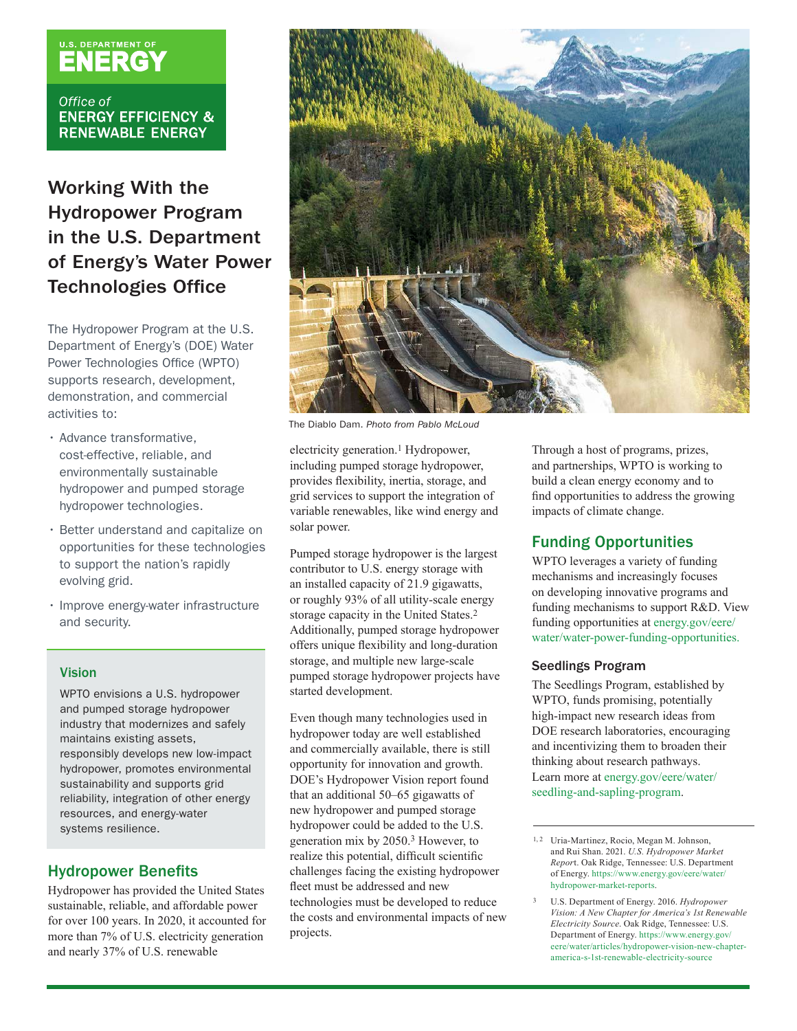U.S. DEPARTMENT OF
ENERGY

Office of
ENERGY EFFICIENCY &
RENEWABLE ENERGY

# Working With the Hydropower Program in the U.S. Department of Energy's Water Power Technologies Office

The Hydropower Program at the U.S. Department of Energy's (DOE) Water Power Technologies Office (WPTO) supports research, development, demonstration, and commercial activities to:

- Advance transformative, cost-effective, reliable, and environmentally sustainable hydropower and pumped storage hydropower technologies.
- Better understand and capitalize on opportunities for these technologies to support the nation's rapidly evolving grid.
- Improve energy-water infrastructure and security.

### Vision

WPTO envisions a U.S. hydropower and pumped storage hydropower industry that modernizes and safely maintains existing assets, responsibly develops new low-impact hydropower, promotes environmental sustainability and supports grid reliability, integration of other energy resources, and energy-water systems resilience.

The Diablo Dam. *Photo from Pablo McLoud*

## Hydropower Benefits

Hydropower has provided the United States sustainable, reliable, and affordable power for over 100 years. In 2020, it accounted for more than 7% of U.S. electricity generation and nearly 37% of U.S. renewable electricity generation.[1] Hydropower, including pumped storage hydropower, provides flexibility, inertia, storage, and grid services to support the integration of variable renewables, like wind energy and solar power.

Pumped storage hydropower is the largest contributor to U.S. energy storage with an installed capacity of 21.9 gigawatts, or roughly 93% of all utility-scale energy storage capacity in the United States.[2] Additionally, pumped storage hydropower offers unique flexibility and long-duration storage, and multiple new large-scale pumped storage hydropower projects have started development.

Even though many technologies used in hydropower today are well established and commercially available, there is still opportunity for innovation and growth. DOE's Hydropower Vision report found that an additional 50–65 gigawatts of new hydropower and pumped storage hydropower could be added to the U.S. generation mix by 2050.[3] However, to realize this potential, difficult scientific challenges facing the existing hydropower fleet must be addressed and new technologies must be developed to reduce the costs and environmental impacts of new projects.

Through a host of programs, prizes, and partnerships, WPTO is working to build a clean energy economy and to find opportunities to address the growing impacts of climate change.

## Funding Opportunities

WPTO leverages a variety of funding mechanisms and increasingly focuses on developing innovative programs and funding mechanisms to support R&D. View funding opportunities at energy.gov/eere/water/water-power-funding-opportunities.

### Seedlings Program

The Seedlings Program, established by WPTO, funds promising, potentially high-impact new research ideas from DOE research laboratories, encouraging and incentivizing them to broaden their thinking about research pathways. Learn more at energy.gov/eere/water/seedling-and-sapling-program.

---

[1, 2] Uria-Martinez, Rocio, Megan M. Johnson, and Rui Shan. 2021. *U.S. Hydropower Market Report*. Oak Ridge, Tennessee: U.S. Department of Energy. https://www.energy.gov/eere/water/hydropower-market-reports.

[3] U.S. Department of Energy. 2016. *Hydropower Vision: A New Chapter for America's 1st Renewable Electricity Source.* Oak Ridge, Tennessee: U.S. Department of Energy. https://www.energy.gov/eere/water/articles/hydropower-vision-new-chapter-america-s-1st-renewable-electricity-source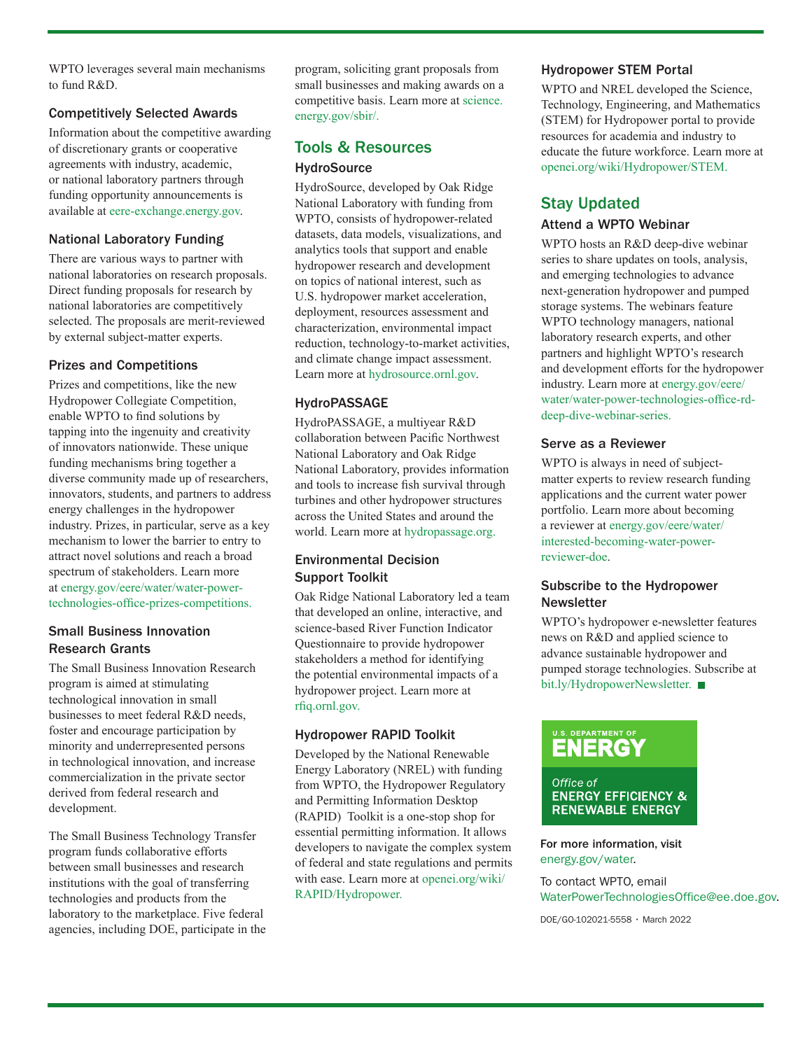WPTO leverages several main mechanisms to fund R&D.

### Competitively Selected Awards

Information about the competitive awarding of discretionary grants or cooperative agreements with industry, academic, or national laboratory partners through funding opportunity announcements is available at eere-exchange.energy.gov.

### National Laboratory Funding

There are various ways to partner with national laboratories on research proposals. Direct funding proposals for research by national laboratories are competitively selected. The proposals are merit-reviewed by external subject-matter experts.

### Prizes and Competitions

Prizes and competitions, like the new Hydropower Collegiate Competition, enable WPTO to find solutions by tapping into the ingenuity and creativity of innovators nationwide. These unique funding mechanisms bring together a diverse community made up of researchers, innovators, students, and partners to address energy challenges in the hydropower industry. Prizes, in particular, serve as a key mechanism to lower the barrier to entry to attract novel solutions and reach a broad spectrum of stakeholders. Learn more at energy.gov/eere/water/water-power-technologies-office-prizes-competitions.

### Small Business Innovation Research Grants

The Small Business Innovation Research program is aimed at stimulating technological innovation in small businesses to meet federal R&D needs, foster and encourage participation by minority and underrepresented persons in technological innovation, and increase commercialization in the private sector derived from federal research and development.

The Small Business Technology Transfer program funds collaborative efforts between small businesses and research institutions with the goal of transferring technologies and products from the laboratory to the marketplace. Five federal agencies, including DOE, participate in the program, soliciting grant proposals from small businesses and making awards on a competitive basis. Learn more at science.energy.gov/sbir/.

## Tools & Resources

### HydroSource

HydroSource, developed by Oak Ridge National Laboratory with funding from WPTO, consists of hydropower-related datasets, data models, visualizations, and analytics tools that support and enable hydropower research and development on topics of national interest, such as U.S. hydropower market acceleration, deployment, resources assessment and characterization, environmental impact reduction, technology-to-market activities, and climate change impact assessment. Learn more at hydrosource.ornl.gov.

### HydroPASSAGE

HydroPASSAGE, a multiyear R&D collaboration between Pacific Northwest National Laboratory and Oak Ridge National Laboratory, provides information and tools to increase fish survival through turbines and other hydropower structures across the United States and around the world. Learn more at hydropassage.org.

### Environmental Decision Support Toolkit

Oak Ridge National Laboratory led a team that developed an online, interactive, and science-based River Function Indicator Questionnaire to provide hydropower stakeholders a method for identifying the potential environmental impacts of a hydropower project. Learn more at rfiq.ornl.gov.

### Hydropower RAPID Toolkit

Developed by the National Renewable Energy Laboratory (NREL) with funding from WPTO, the Hydropower Regulatory and Permitting Information Desktop (RAPID) Toolkit is a one-stop shop for essential permitting information. It allows developers to navigate the complex system of federal and state regulations and permits with ease. Learn more at openei.org/wiki/RAPID/Hydropower.

### Hydropower STEM Portal

WPTO and NREL developed the Science, Technology, Engineering, and Mathematics (STEM) for Hydropower portal to provide resources for academia and industry to educate the future workforce. Learn more at openei.org/wiki/Hydropower/STEM.

## Stay Updated

### Attend a WPTO Webinar

WPTO hosts an R&D deep-dive webinar series to share updates on tools, analysis, and emerging technologies to advance next-generation hydropower and pumped storage systems. The webinars feature WPTO technology managers, national laboratory research experts, and other partners and highlight WPTO's research and development efforts for the hydropower industry. Learn more at energy.gov/eere/water/water-power-technologies-office-rd-deep-dive-webinar-series.

### Serve as a Reviewer

WPTO is always in need of subject-matter experts to review research funding applications and the current water power portfolio. Learn more about becoming a reviewer at energy.gov/eere/water/interested-becoming-water-power-reviewer-doe.

### Subscribe to the Hydropower Newsletter

WPTO's hydropower e-newsletter features news on R&D and applied science to advance sustainable hydropower and pumped storage technologies. Subscribe at bit.ly/HydropowerNewsletter. ■

U.S. DEPARTMENT OF ENERGY

*Office of* ENERGY EFFICIENCY & RENEWABLE ENERGY

**For more information, visit** energy.gov/water.

To contact WPTO, email WaterPowerTechnologiesOffice@ee.doe.gov.

DOE/GO-102021-5558 • March 2022